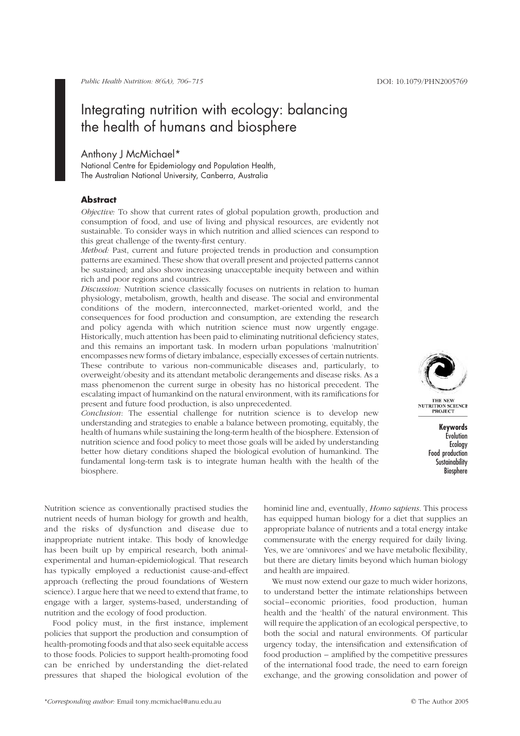# Integrating nutrition with ecology: balancing the health of humans and biosphere

Anthony J McMichael*

National Centre for Epidemiology and Population Health, The Australian National University, Canberra, Australia

## Abstract

*Objective:* To show that current rates of global population growth, production and consumption of food, and use of living and physical resources, are evidently not sustainable. To consider ways in which nutrition and allied sciences can respond to this great challenge of the twenty-first century.

*Method:* Past, current and future projected trends in production and consumption patterns are examined. These show that overall present and projected patterns cannot be sustained; and also show increasing unacceptable inequity between and within rich and poor regions and countries.

*Discussion:* Nutrition science classically focuses on nutrients in relation to human physiology, metabolism, growth, health and disease. The social and environmental conditions of the modern, interconnected, market-oriented world, and the consequences for food production and consumption, are extending the research and policy agenda with which nutrition science must now urgently engage. Historically, much attention has been paid to eliminating nutritional deficiency states, and this remains an important task. In modern urban populations 'malnutrition' encompasses new forms of dietary imbalance, especially excesses of certain nutrients. These contribute to various non-communicable diseases and, particularly, to overweight/obesity and its attendant metabolic derangements and disease risks. As a mass phenomenon the current surge in obesity has no historical precedent. The escalating impact of humankind on the natural environment, with its ramifications for present and future food production, is also unprecedented.

*Conclusion*: The essential challenge for nutrition science is to develop new understanding and strategies to enable a balance between promoting, equitably, the health of humans while sustaining the long-term health of the biosphere. Extension of nutrition science and food policy to meet those goals will be aided by understanding better how dietary conditions shaped the biological evolution of humankind. The fundamental long-term task is to integrate human health with the health of the biosphere.

THE NEW NUTRITION SCIENCE PROJECT

**Keywords**
Evolution
Ecology
Food production
Sustainability
Biosphere

Nutrition science as conventionally practised studies the nutrient needs of human biology for growth and health, and the risks of dysfunction and disease due to inappropriate nutrient intake. This body of knowledge has been built up by empirical research, both animal-experimental and human-epidemiological. That research has typically employed a reductionist cause-and-effect approach (reflecting the proud foundations of Western science). I argue here that we need to extend that frame, to engage with a larger, systems-based, understanding of nutrition and the ecology of food production.

Food policy must, in the first instance, implement policies that support the production and consumption of health-promoting foods and that also seek equitable access to those foods. Policies to support health-promoting food can be enriched by understanding the diet-related pressures that shaped the biological evolution of the hominid line and, eventually, *Homo sapiens*. This process has equipped human biology for a diet that supplies an appropriate balance of nutrients and a total energy intake commensurate with the energy required for daily living. Yes, we are 'omnivores' and we have metabolic flexibility, but there are dietary limits beyond which human biology and health are impaired.

We must now extend our gaze to much wider horizons, to understand better the intimate relationships between social–economic priorities, food production, human health and the 'health' of the natural environment. This will require the application of an ecological perspective, to both the social and natural environments. Of particular urgency today, the intensification and extensification of food production – amplified by the competitive pressures of the international food trade, the need to earn foreign exchange, and the growing consolidation and power of

*Corresponding author: Email tony.mcmichael@anu.edu.au

© The Author 2005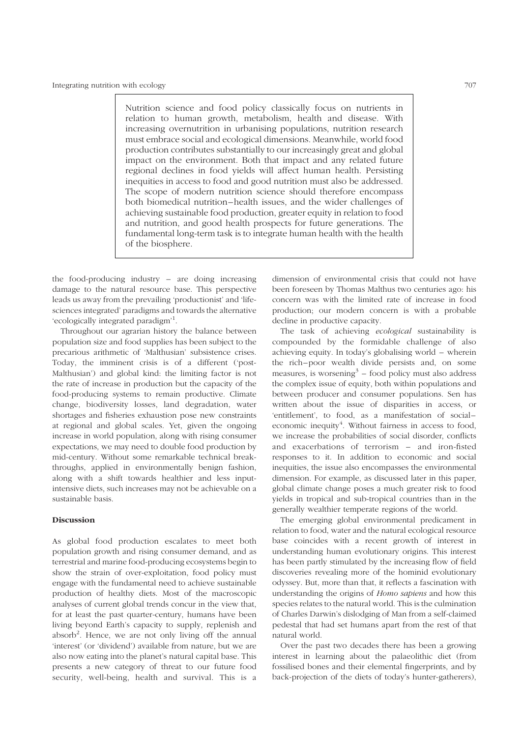> Nutrition science and food policy classically focus on nutrients in relation to human growth, metabolism, health and disease. With increasing overnutrition in urbanising populations, nutrition research must embrace social and ecological dimensions. Meanwhile, world food production contributes substantially to our increasingly great and global impact on the environment. Both that impact and any related future regional declines in food yields will affect human health. Persisting inequities in access to food and good nutrition must also be addressed. The scope of modern nutrition science should therefore encompass both biomedical nutrition–health issues, and the wider challenges of achieving sustainable food production, greater equity in relation to food and nutrition, and good health prospects for future generations. The fundamental long-term task is to integrate human health with the health of the biosphere.

the food-producing industry – are doing increasing damage to the natural resource base. This perspective leads us away from the prevailing 'productionist' and 'life-sciences integrated' paradigms and towards the alternative 'ecologically integrated paradigm'[1].

Throughout our agrarian history the balance between population size and food supplies has been subject to the precarious arithmetic of 'Malthusian' subsistence crises. Today, the imminent crisis is of a different ('post-Malthusian') and global kind: the limiting factor is not the rate of increase in production but the capacity of the food-producing systems to remain productive. Climate change, biodiversity losses, land degradation, water shortages and fisheries exhaustion pose new constraints at regional and global scales. Yet, given the ongoing increase in world population, along with rising consumer expectations, we may need to double food production by mid-century. Without some remarkable technical breakthroughs, applied in environmentally benign fashion, along with a shift towards healthier and less input-intensive diets, such increases may not be achievable on a sustainable basis.

## Discussion

As global food production escalates to meet both population growth and rising consumer demand, and as terrestrial and marine food-producing ecosystems begin to show the strain of over-exploitation, food policy must engage with the fundamental need to achieve sustainable production of healthy diets. Most of the macroscopic analyses of current global trends concur in the view that, for at least the past quarter-century, humans have been living beyond Earth's capacity to supply, replenish and absorb[2]. Hence, we are not only living off the annual 'interest' (or 'dividend') available from nature, but we are also now eating into the planet's natural capital base. This presents a new category of threat to our future food security, well-being, health and survival. This is a dimension of environmental crisis that could not have been foreseen by Thomas Malthus two centuries ago: his concern was with the limited rate of increase in food production; our modern concern is with a probable decline in productive capacity.

The task of achieving *ecological* sustainability is compounded by the formidable challenge of also achieving equity. In today's globalising world – wherein the rich–poor wealth divide persists and, on some measures, is worsening[3] – food policy must also address the complex issue of equity, both within populations and between producer and consumer populations. Sen has written about the issue of disparities in access, or 'entitlement', to food, as a manifestation of social–economic inequity[4]. Without fairness in access to food, we increase the probabilities of social disorder, conflicts and exacerbations of terrorism – and iron-fisted responses to it. In addition to economic and social inequities, the issue also encompasses the environmental dimension. For example, as discussed later in this paper, global climate change poses a much greater risk to food yields in tropical and sub-tropical countries than in the generally wealthier temperate regions of the world.

The emerging global environmental predicament in relation to food, water and the natural ecological resource base coincides with a recent growth of interest in understanding human evolutionary origins. This interest has been partly stimulated by the increasing flow of field discoveries revealing more of the hominid evolutionary odyssey. But, more than that, it reflects a fascination with understanding the origins of *Homo sapiens* and how this species relates to the natural world. This is the culmination of Charles Darwin's dislodging of Man from a self-claimed pedestal that had set humans apart from the rest of that natural world.

Over the past two decades there has been a growing interest in learning about the palaeolithic diet (from fossilised bones and their elemental fingerprints, and by back-projection of the diets of today's hunter-gatherers),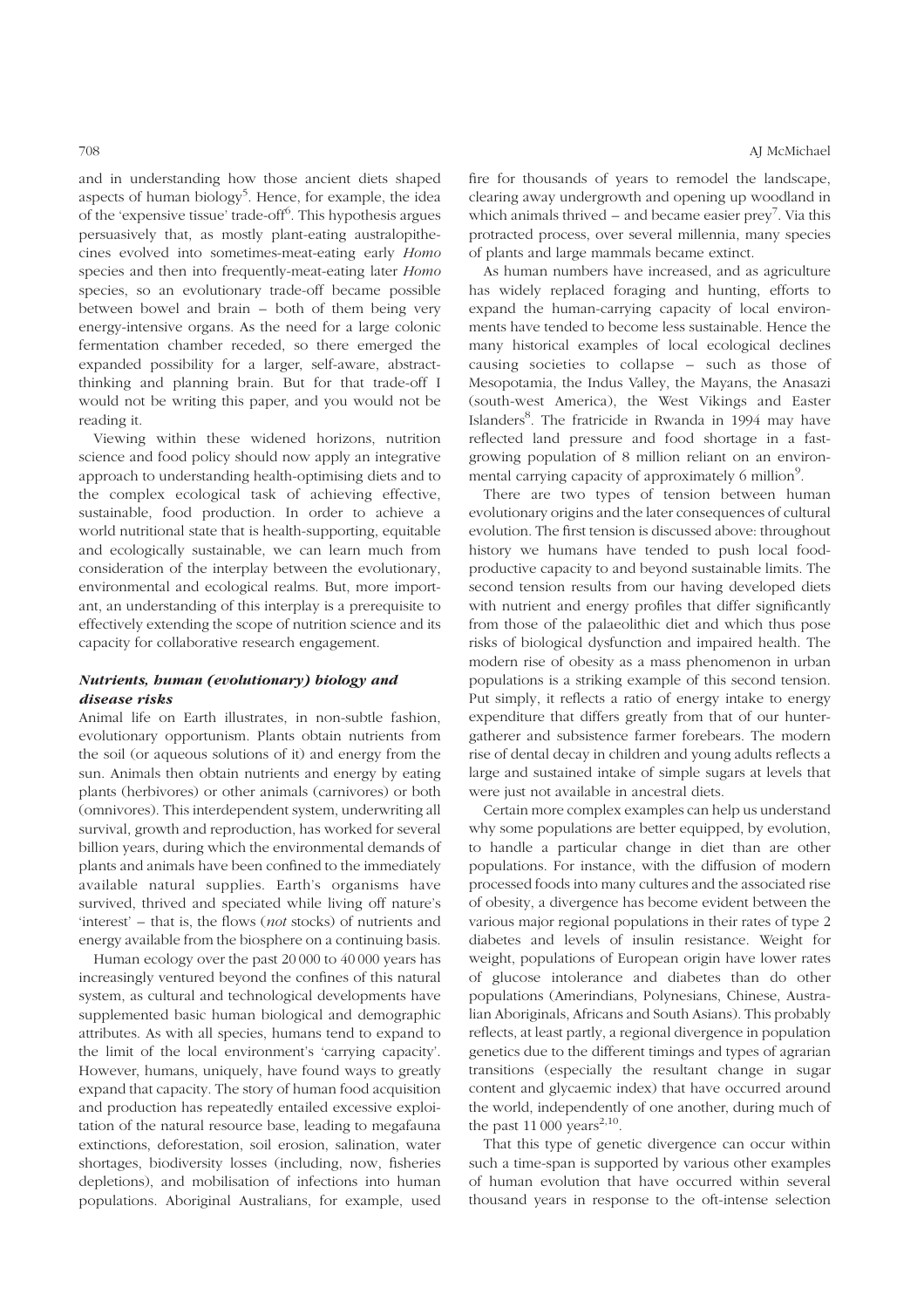and in understanding how those ancient diets shaped aspects of human biology[5]. Hence, for example, the idea of the 'expensive tissue' trade-off[6]. This hypothesis argues persuasively that, as mostly plant-eating australopithecines evolved into sometimes-meat-eating early *Homo* species and then into frequently-meat-eating later *Homo* species, so an evolutionary trade-off became possible between bowel and brain – both of them being very energy-intensive organs. As the need for a large colonic fermentation chamber receded, so there emerged the expanded possibility for a larger, self-aware, abstract-thinking and planning brain. But for that trade-off I would not be writing this paper, and you would not be reading it.

Viewing within these widened horizons, nutrition science and food policy should now apply an integrative approach to understanding health-optimising diets and to the complex ecological task of achieving effective, sustainable, food production. In order to achieve a world nutritional state that is health-supporting, equitable and ecologically sustainable, we can learn much from consideration of the interplay between the evolutionary, environmental and ecological realms. But, more important, an understanding of this interplay is a prerequisite to effectively extending the scope of nutrition science and its capacity for collaborative research engagement.

### *Nutrients, human (evolutionary) biology and disease risks*

Animal life on Earth illustrates, in non-subtle fashion, evolutionary opportunism. Plants obtain nutrients from the soil (or aqueous solutions of it) and energy from the sun. Animals then obtain nutrients and energy by eating plants (herbivores) or other animals (carnivores) or both (omnivores). This interdependent system, underwriting all survival, growth and reproduction, has worked for several billion years, during which the environmental demands of plants and animals have been confined to the immediately available natural supplies. Earth's organisms have survived, thrived and speciated while living off nature's 'interest' – that is, the flows (*not* stocks) of nutrients and energy available from the biosphere on a continuing basis.

Human ecology over the past 20 000 to 40 000 years has increasingly ventured beyond the confines of this natural system, as cultural and technological developments have supplemented basic human biological and demographic attributes. As with all species, humans tend to expand to the limit of the local environment's 'carrying capacity'. However, humans, uniquely, have found ways to greatly expand that capacity. The story of human food acquisition and production has repeatedly entailed excessive exploitation of the natural resource base, leading to megafauna extinctions, deforestation, soil erosion, salination, water shortages, biodiversity losses (including, now, fisheries depletions), and mobilisation of infections into human populations. Aboriginal Australians, for example, used fire for thousands of years to remodel the landscape, clearing away undergrowth and opening up woodland in which animals thrived – and became easier prey[7]. Via this protracted process, over several millennia, many species of plants and large mammals became extinct.

As human numbers have increased, and as agriculture has widely replaced foraging and hunting, efforts to expand the human-carrying capacity of local environments have tended to become less sustainable. Hence the many historical examples of local ecological declines causing societies to collapse – such as those of Mesopotamia, the Indus Valley, the Mayans, the Anasazi (south-west America), the West Vikings and Easter Islanders[8]. The fratricide in Rwanda in 1994 may have reflected land pressure and food shortage in a fast-growing population of 8 million reliant on an environmental carrying capacity of approximately 6 million[9].

There are two types of tension between human evolutionary origins and the later consequences of cultural evolution. The first tension is discussed above: throughout history we humans have tended to push local food-productive capacity to and beyond sustainable limits. The second tension results from our having developed diets with nutrient and energy profiles that differ significantly from those of the palaeolithic diet and which thus pose risks of biological dysfunction and impaired health. The modern rise of obesity as a mass phenomenon in urban populations is a striking example of this second tension. Put simply, it reflects a ratio of energy intake to energy expenditure that differs greatly from that of our hunter-gatherer and subsistence farmer forebears. The modern rise of dental decay in children and young adults reflects a large and sustained intake of simple sugars at levels that were just not available in ancestral diets.

Certain more complex examples can help us understand why some populations are better equipped, by evolution, to handle a particular change in diet than are other populations. For instance, with the diffusion of modern processed foods into many cultures and the associated rise of obesity, a divergence has become evident between the various major regional populations in their rates of type 2 diabetes and levels of insulin resistance. Weight for weight, populations of European origin have lower rates of glucose intolerance and diabetes than do other populations (Amerindians, Polynesians, Chinese, Australian Aboriginals, Africans and South Asians). This probably reflects, at least partly, a regional divergence in population genetics due to the different timings and types of agrarian transitions (especially the resultant change in sugar content and glycaemic index) that have occurred around the world, independently of one another, during much of the past 11 000 years[2,10].

That this type of genetic divergence can occur within such a time-span is supported by various other examples of human evolution that have occurred within several thousand years in response to the oft-intense selection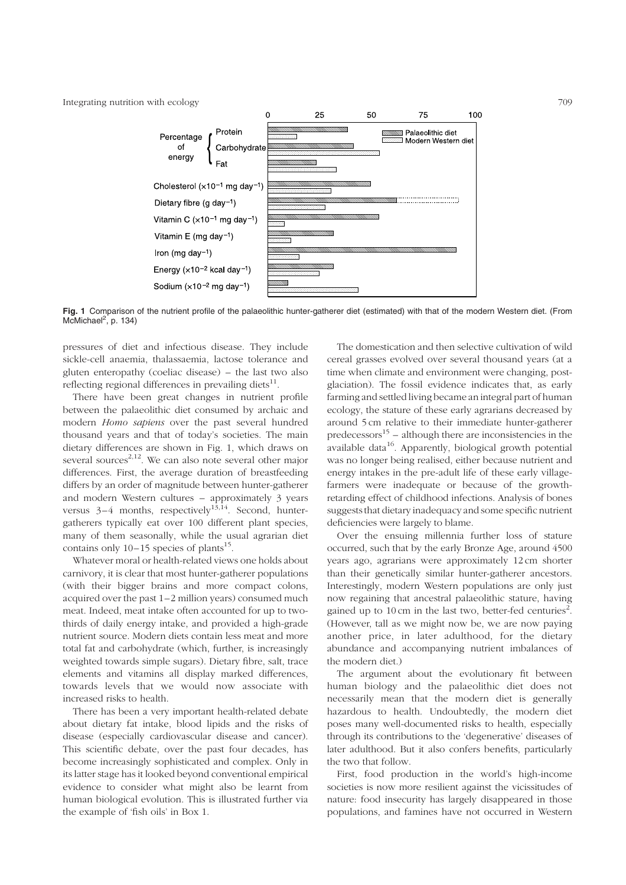Fig. 1 Comparison of the nutrient profile of the palaeolithic hunter-gatherer diet (estimated) with that of the modern Western diet. (From McMichael[2], p. 134)

pressures of diet and infectious disease. They include sickle-cell anaemia, thalassaemia, lactose tolerance and gluten enteropathy (coeliac disease) – the last two also reflecting regional differences in prevailing diets[11].

There have been great changes in nutrient profile between the palaeolithic diet consumed by archaic and modern *Homo sapiens* over the past several hundred thousand years and that of today's societies. The main dietary differences are shown in Fig. 1, which draws on several sources[2,12]. We can also note several other major differences. First, the average duration of breastfeeding differs by an order of magnitude between hunter-gatherer and modern Western cultures – approximately 3 years versus 3–4 months, respectively[13,14]. Second, hunter-gatherers typically eat over 100 different plant species, many of them seasonally, while the usual agrarian diet contains only 10–15 species of plants[15].

Whatever moral or health-related views one holds about carnivory, it is clear that most hunter-gatherer populations (with their bigger brains and more compact colons, acquired over the past 1–2 million years) consumed much meat. Indeed, meat intake often accounted for up to two-thirds of daily energy intake, and provided a high-grade nutrient source. Modern diets contain less meat and more total fat and carbohydrate (which, further, is increasingly weighted towards simple sugars). Dietary fibre, salt, trace elements and vitamins all display marked differences, towards levels that we would now associate with increased risks to health.

There has been a very important health-related debate about dietary fat intake, blood lipids and the risks of disease (especially cardiovascular disease and cancer). This scientific debate, over the past four decades, has become increasingly sophisticated and complex. Only in its latter stage has it looked beyond conventional empirical evidence to consider what might also be learnt from human biological evolution. This is illustrated further via the example of 'fish oils' in Box 1.

The domestication and then selective cultivation of wild cereal grasses evolved over several thousand years (at a time when climate and environment were changing, post-glaciation). The fossil evidence indicates that, as early farming and settled living became an integral part of human ecology, the stature of these early agrarians decreased by around 5 cm relative to their immediate hunter-gatherer predecessors[15] – although there are inconsistencies in the available data[16]. Apparently, biological growth potential was no longer being realised, either because nutrient and energy intakes in the pre-adult life of these early village-farmers were inadequate or because of the growth-retarding effect of childhood infections. Analysis of bones suggests that dietary inadequacy and some specific nutrient deficiencies were largely to blame.

Over the ensuing millennia further loss of stature occurred, such that by the early Bronze Age, around 4500 years ago, agrarians were approximately 12 cm shorter than their genetically similar hunter-gatherer ancestors. Interestingly, modern Western populations are only just now regaining that ancestral palaeolithic stature, having gained up to 10 cm in the last two, better-fed centuries[2]. (However, tall as we might now be, we are now paying another price, in later adulthood, for the dietary abundance and accompanying nutrient imbalances of the modern diet.)

The argument about the evolutionary fit between human biology and the palaeolithic diet does not necessarily mean that the modern diet is generally hazardous to health. Undoubtedly, the modern diet poses many well-documented risks to health, especially through its contributions to the 'degenerative' diseases of later adulthood. But it also confers benefits, particularly the two that follow.

First, food production in the world's high-income societies is now more resilient against the vicissitudes of nature: food insecurity has largely disappeared in those populations, and famines have not occurred in Western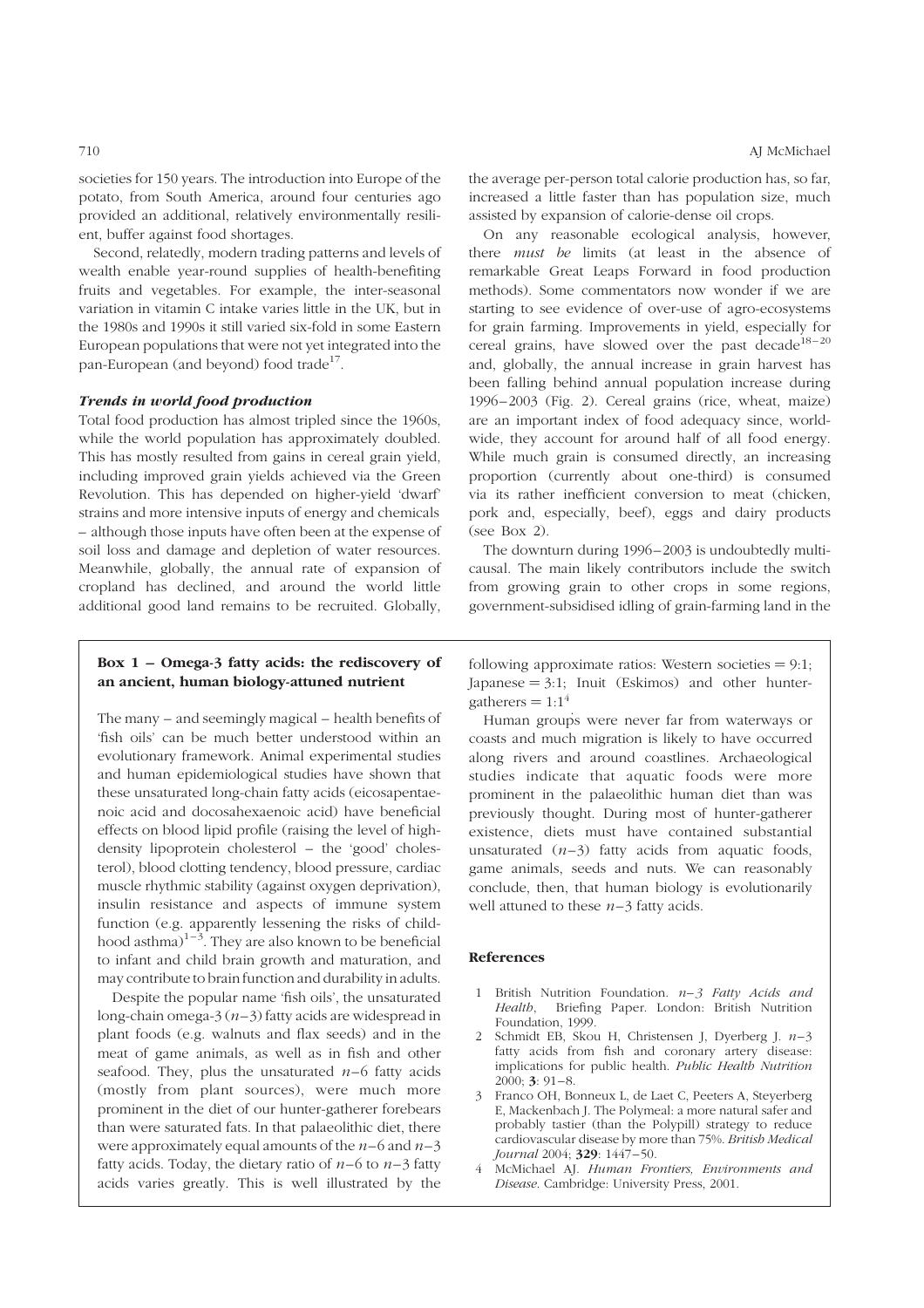societies for 150 years. The introduction into Europe of the potato, from South America, around four centuries ago provided an additional, relatively environmentally resilient, buffer against food shortages.

Second, relatedly, modern trading patterns and levels of wealth enable year-round supplies of health-benefiting fruits and vegetables. For example, the inter-seasonal variation in vitamin C intake varies little in the UK, but in the 1980s and 1990s it still varied six-fold in some Eastern European populations that were not yet integrated into the pan-European (and beyond) food trade[17].

### *Trends in world food production*

Total food production has almost tripled since the 1960s, while the world population has approximately doubled. This has mostly resulted from gains in cereal grain yield, including improved grain yields achieved via the Green Revolution. This has depended on higher-yield 'dwarf' strains and more intensive inputs of energy and chemicals – although those inputs have often been at the expense of soil loss and damage and depletion of water resources. Meanwhile, globally, the annual rate of expansion of cropland has declined, and around the world little additional good land remains to be recruited. Globally, the average per-person total calorie production has, so far, increased a little faster than has population size, much assisted by expansion of calorie-dense oil crops.

On any reasonable ecological analysis, however, there *must be* limits (at least in the absence of remarkable Great Leaps Forward in food production methods). Some commentators now wonder if we are starting to see evidence of over-use of agro-ecosystems for grain farming. Improvements in yield, especially for cereal grains, have slowed over the past decade[18–20] and, globally, the annual increase in grain harvest has been falling behind annual population increase during 1996–2003 (Fig. 2). Cereal grains (rice, wheat, maize) are an important index of food adequacy since, worldwide, they account for around half of all food energy. While much grain is consumed directly, an increasing proportion (currently about one-third) is consumed via its rather inefficient conversion to meat (chicken, pork and, especially, beef), eggs and dairy products (see Box 2).

The downturn during 1996–2003 is undoubtedly multicausal. The main likely contributors include the switch from growing grain to other crops in some regions, government-subsidised idling of grain-farming land in the

---

**Box 1 – Omega-3 fatty acids: the rediscovery of an ancient, human biology-attuned nutrient**

The many – and seemingly magical – health benefits of 'fish oils' can be much better understood within an evolutionary framework. Animal experimental studies and human epidemiological studies have shown that these unsaturated long-chain fatty acids (eicosapentaenoic acid and docosahexaenoic acid) have beneficial effects on blood lipid profile (raising the level of high-density lipoprotein cholesterol – the 'good' cholesterol), blood clotting tendency, blood pressure, cardiac muscle rhythmic stability (against oxygen deprivation), insulin resistance and aspects of immune system function (e.g. apparently lessening the risks of childhood asthma)[1–3]. They are also known to be beneficial to infant and child brain growth and maturation, and may contribute to brain function and durability in adults.

Despite the popular name 'fish oils', the unsaturated long-chain omega-3 ($n$–3) fatty acids are widespread in plant foods (e.g. walnuts and flax seeds) and in the meat of game animals, as well as in fish and other seafood. They, plus the unsaturated $n$–6 fatty acids (mostly from plant sources), were much more prominent in the diet of our hunter-gatherer forebears than were saturated fats. In that palaeolithic diet, there were approximately equal amounts of the $n$–6 and $n$–3 fatty acids. Today, the dietary ratio of $n$–6 to $n$–3 fatty acids varies greatly. This is well illustrated by the following approximate ratios: Western societies = 9:1; Japanese = 3:1; Inuit (Eskimos) and other hunter-gatherers = 1:1[4]

Human groups were never far from waterways or coasts and much migration is likely to have occurred along rivers and around coastlines. Archaeological studies indicate that aquatic foods were more prominent in the palaeolithic human diet than was previously thought. During most of hunter-gatherer existence, diets must have contained substantial unsaturated ($n$–3) fatty acids from aquatic foods, game animals, seeds and nuts. We can reasonably conclude, then, that human biology is evolutionarily well attuned to these $n$–3 fatty acids.

**References**

1. British Nutrition Foundation. *n–3 Fatty Acids and Health*, Briefing Paper. London: British Nutrition Foundation, 1999.
2. Schmidt EB, Skou H, Christensen J, Dyerberg J. $n$–3 fatty acids from fish and coronary artery disease: implications for public health. *Public Health Nutrition* 2000; **3**: 91–8.
3. Franco OH, Bonneux L, de Laet C, Peeters A, Steyerberg E, Mackenbach J. The Polymeal: a more natural safer and probably tastier (than the Polypill) strategy to reduce cardiovascular disease by more than 75%. *British Medical Journal* 2004; **329**: 1447–50.
4. McMichael AJ. *Human Frontiers, Environments and Disease*. Cambridge: University Press, 2001.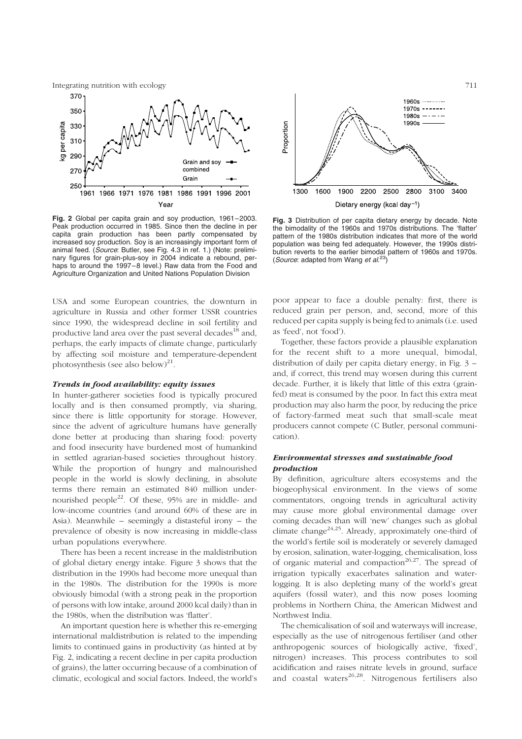Fig. 2 Global per capita grain and soy production, 1961–2003. Peak production occurred in 1985. Since then the decline in per capita grain production has been partly compensated by increased soy production. Soy is an increasingly important form of animal feed. (*Source*: Butler, see Fig. 4.3 in ref. 1.) (Note: preliminary figures for grain-plus-soy in 2004 indicate a rebound, perhaps to around the 1997–8 level.) Raw data from the Food and Agriculture Organization and United Nations Population Division

Fig. 3 Distribution of per capita dietary energy by decade. Note the bimodality of the 1960s and 1970s distributions. The 'flatter' pattern of the 1980s distribution indicates that more of the world population was being fed adequately. However, the 1990s distribution reverts to the earlier bimodal pattern of 1960s and 1970s. (*Source*: adapted from Wang *et al.*[23])

USA and some European countries, the downturn in agriculture in Russia and other former USSR countries since 1990, the widespread decline in soil fertility and productive land area over the past several decades[18] and, perhaps, the early impacts of climate change, particularly by affecting soil moisture and temperature-dependent photosynthesis (see also below)[21].

### *Trends in food availability: equity issues*

In hunter-gatherer societies food is typically procured locally and is then consumed promptly, via sharing, since there is little opportunity for storage. However, since the advent of agriculture humans have generally done better at producing than sharing food: poverty and food insecurity have burdened most of humankind in settled agrarian-based societies throughout history. While the proportion of hungry and malnourished people in the world is slowly declining, in absolute terms there remain an estimated 840 million undernourished people[22]. Of these, 95% are in middle- and low-income countries (and around 60% of these are in Asia). Meanwhile – seemingly a distasteful irony – the prevalence of obesity is now increasing in middle-class urban populations everywhere.

There has been a recent increase in the maldistribution of global dietary energy intake. Figure 3 shows that the distribution in the 1990s had become more unequal than in the 1980s. The distribution for the 1990s is more obviously bimodal (with a strong peak in the proportion of persons with low intake, around 2000 kcal daily) than in the 1980s, when the distribution was 'flatter'.

An important question here is whether this re-emerging international maldistribution is related to the impending limits to continued gains in productivity (as hinted at by Fig. 2, indicating a recent decline in per capita production of grains), the latter occurring because of a combination of climatic, ecological and social factors. Indeed, the world's poor appear to face a double penalty: first, there is reduced grain per person, and, second, more of this reduced per capita supply is being fed to animals (i.e. used as 'feed', not 'food').

Together, these factors provide a plausible explanation for the recent shift to a more unequal, bimodal, distribution of daily per capita dietary energy, in Fig. 3 – and, if correct, this trend may worsen during this current decade. Further, it is likely that little of this extra (grain-fed) meat is consumed by the poor. In fact this extra meat production may also harm the poor, by reducing the price of factory-farmed meat such that small-scale meat producers cannot compete (C Butler, personal communication).

### *Environmental stresses and sustainable food production*

By definition, agriculture alters ecosystems and the biogeophysical environment. In the views of some commentators, ongoing trends in agricultural activity may cause more global environmental damage over coming decades than will 'new' changes such as global climate change[24,25]. Already, approximately one-third of the world's fertile soil is moderately or severely damaged by erosion, salination, water-logging, chemicalisation, loss of organic material and compaction[26,27]. The spread of irrigation typically exacerbates salination and water-logging. It is also depleting many of the world's great aquifers (fossil water), and this now poses looming problems in Northern China, the American Midwest and Northwest India.

The chemicalisation of soil and waterways will increase, especially as the use of nitrogenous fertiliser (and other anthropogenic sources of biologically active, 'fixed', nitrogen) increases. This process contributes to soil acidification and raises nitrate levels in ground, surface and coastal waters[26,28]. Nitrogenous fertilisers also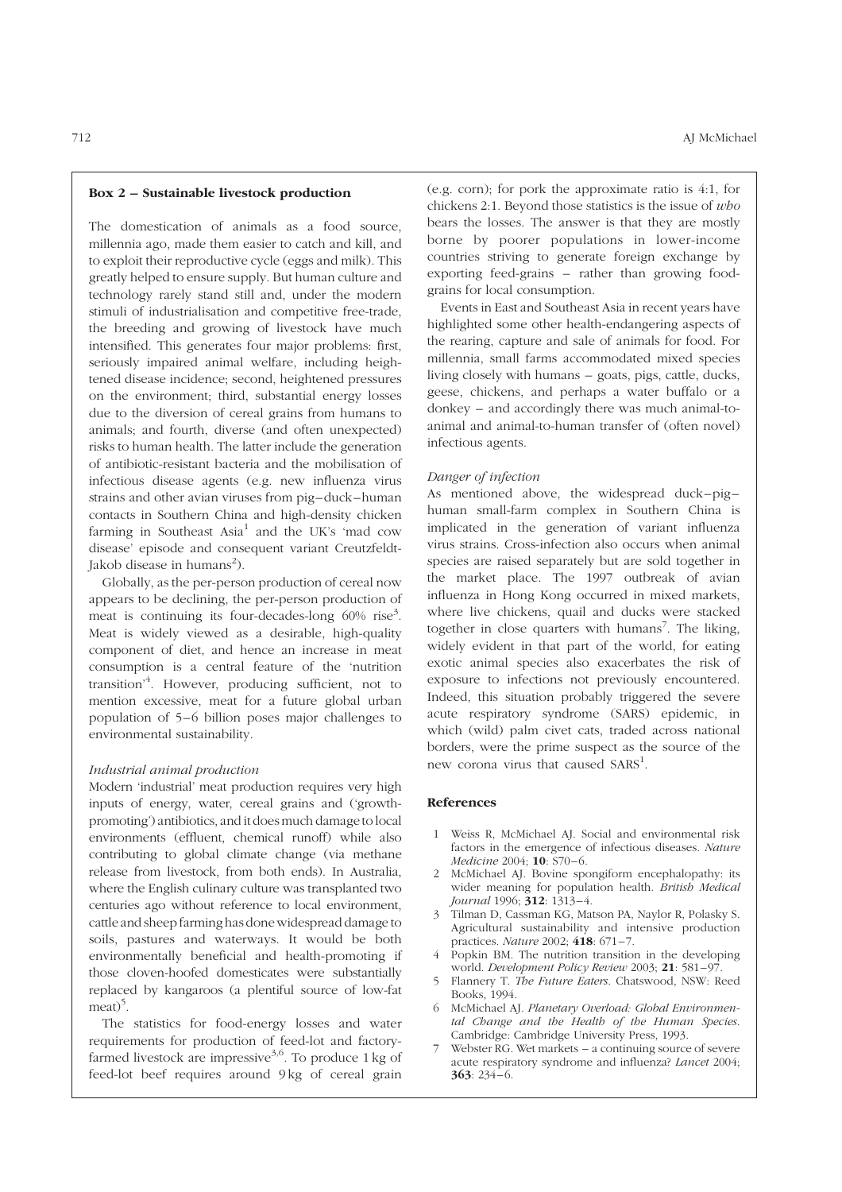### Box 2 – Sustainable livestock production

The domestication of animals as a food source, millennia ago, made them easier to catch and kill, and to exploit their reproductive cycle (eggs and milk). This greatly helped to ensure supply. But human culture and technology rarely stand still and, under the modern stimuli of industrialisation and competitive free-trade, the breeding and growing of livestock have much intensified. This generates four major problems: first, seriously impaired animal welfare, including heightened disease incidence; second, heightened pressures on the environment; third, substantial energy losses due to the diversion of cereal grains from humans to animals; and fourth, diverse (and often unexpected) risks to human health. The latter include the generation of antibiotic-resistant bacteria and the mobilisation of infectious disease agents (e.g. new influenza virus strains and other avian viruses from pig–duck–human contacts in Southern China and high-density chicken farming in Southeast Asia[1] and the UK's 'mad cow disease' episode and consequent variant Creutzfeldt-Jakob disease in humans[2]).

Globally, as the per-person production of cereal now appears to be declining, the per-person production of meat is continuing its four-decades-long 60% rise[3]. Meat is widely viewed as a desirable, high-quality component of diet, and hence an increase in meat consumption is a central feature of the 'nutrition transition'[4]. However, producing sufficient, not to mention excessive, meat for a future global urban population of 5–6 billion poses major challenges to environmental sustainability.

*Industrial animal production*

Modern 'industrial' meat production requires very high inputs of energy, water, cereal grains and ('growth-promoting') antibiotics, and it does much damage to local environments (effluent, chemical runoff) while also contributing to global climate change (via methane release from livestock, from both ends). In Australia, where the English culinary culture was transplanted two centuries ago without reference to local environment, cattle and sheep farming has done widespread damage to soils, pastures and waterways. It would be both environmentally beneficial and health-promoting if those cloven-hoofed domesticates were substantially replaced by kangaroos (a plentiful source of low-fat meat)[5].

The statistics for food-energy losses and water requirements for production of feed-lot and factory-farmed livestock are impressive[3,6]. To produce 1 kg of feed-lot beef requires around 9 kg of cereal grain (e.g. corn); for pork the approximate ratio is 4:1, for chickens 2:1. Beyond those statistics is the issue of *who* bears the losses. The answer is that they are mostly borne by poorer populations in lower-income countries striving to generate foreign exchange by exporting feed-grains – rather than growing food-grains for local consumption.

Events in East and Southeast Asia in recent years have highlighted some other health-endangering aspects of the rearing, capture and sale of animals for food. For millennia, small farms accommodated mixed species living closely with humans – goats, pigs, cattle, ducks, geese, chickens, and perhaps a water buffalo or a donkey – and accordingly there was much animal-to-animal and animal-to-human transfer of (often novel) infectious agents.

*Danger of infection*

As mentioned above, the widespread duck–pig–human small-farm complex in Southern China is implicated in the generation of variant influenza virus strains. Cross-infection also occurs when animal species are raised separately but are sold together in the market place. The 1997 outbreak of avian influenza in Hong Kong occurred in mixed markets, where live chickens, quail and ducks were stacked together in close quarters with humans[7]. The liking, widely evident in that part of the world, for eating exotic animal species also exacerbates the risk of exposure to infections not previously encountered. Indeed, this situation probably triggered the severe acute respiratory syndrome (SARS) epidemic, in which (wild) palm civet cats, traded across national borders, were the prime suspect as the source of the new corona virus that caused SARS[1].

#### References

1. Weiss R, McMichael AJ. Social and environmental risk factors in the emergence of infectious diseases. *Nature Medicine* 2004; **10**: S70–6.
2. McMichael AJ. Bovine spongiform encephalopathy: its wider meaning for population health. *British Medical Journal* 1996; **312**: 1313–4.
3. Tilman D, Cassman KG, Matson PA, Naylor R, Polasky S. Agricultural sustainability and intensive production practices. *Nature* 2002; **418**: 671–7.
4. Popkin BM. The nutrition transition in the developing world. *Development Policy Review* 2003; **21**: 581–97.
5. Flannery T. *The Future Eaters*. Chatswood, NSW: Reed Books, 1994.
6. McMichael AJ. *Planetary Overload: Global Environmental Change and the Health of the Human Species*. Cambridge: Cambridge University Press, 1993.
7. Webster RG. Wet markets – a continuing source of severe acute respiratory syndrome and influenza? *Lancet* 2004; **363**: 234–6.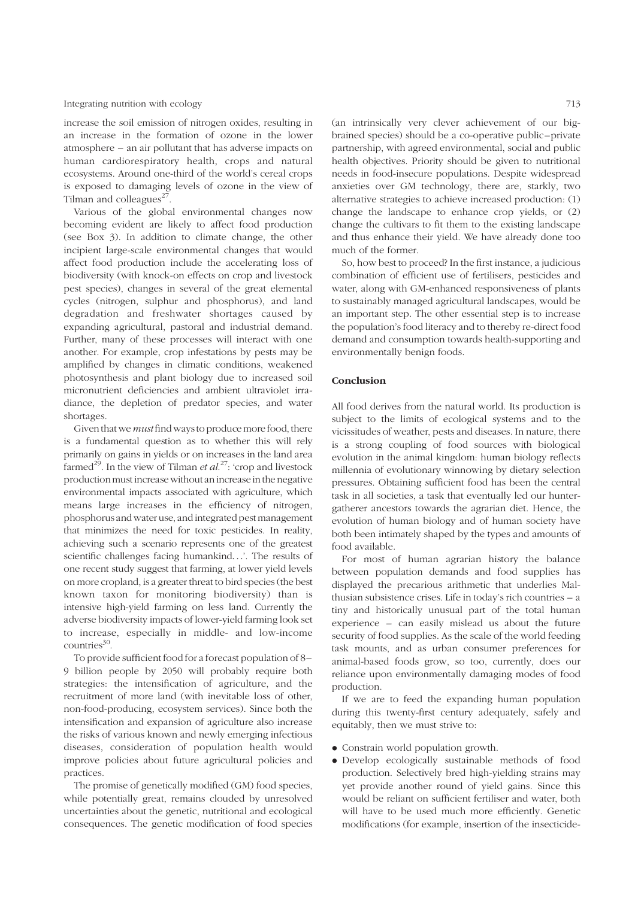increase the soil emission of nitrogen oxides, resulting in an increase in the formation of ozone in the lower atmosphere – an air pollutant that has adverse impacts on human cardiorespiratory health, crops and natural ecosystems. Around one-third of the world's cereal crops is exposed to damaging levels of ozone in the view of Tilman and colleagues[27].

Various of the global environmental changes now becoming evident are likely to affect food production (see Box 3). In addition to climate change, the other incipient large-scale environmental changes that would affect food production include the accelerating loss of biodiversity (with knock-on effects on crop and livestock pest species), changes in several of the great elemental cycles (nitrogen, sulphur and phosphorus), and land degradation and freshwater shortages caused by expanding agricultural, pastoral and industrial demand. Further, many of these processes will interact with one another. For example, crop infestations by pests may be amplified by changes in climatic conditions, weakened photosynthesis and plant biology due to increased soil micronutrient deficiencies and ambient ultraviolet irradiance, the depletion of predator species, and water shortages.

Given that we *must* find ways to produce more food, there is a fundamental question as to whether this will rely primarily on gains in yields or on increases in the land area farmed[29]. In the view of Tilman *et al.*[27]: 'crop and livestock production must increase without an increase in the negative environmental impacts associated with agriculture, which means large increases in the efficiency of nitrogen, phosphorus and water use, and integrated pest management that minimizes the need for toxic pesticides. In reality, achieving such a scenario represents one of the greatest scientific challenges facing humankind…'. The results of one recent study suggest that farming, at lower yield levels on more cropland, is a greater threat to bird species (the best known taxon for monitoring biodiversity) than is intensive high-yield farming on less land. Currently the adverse biodiversity impacts of lower-yield farming look set to increase, especially in middle- and low-income countries[30].

To provide sufficient food for a forecast population of 8–9 billion people by 2050 will probably require both strategies: the intensification of agriculture, and the recruitment of more land (with inevitable loss of other, non-food-producing, ecosystem services). Since both the intensification and expansion of agriculture also increase the risks of various known and newly emerging infectious diseases, consideration of population health would improve policies about future agricultural policies and practices.

The promise of genetically modified (GM) food species, while potentially great, remains clouded by unresolved uncertainties about the genetic, nutritional and ecological consequences. The genetic modification of food species (an intrinsically very clever achievement of our big-brained species) should be a co-operative public–private partnership, with agreed environmental, social and public health objectives. Priority should be given to nutritional needs in food-insecure populations. Despite widespread anxieties over GM technology, there are, starkly, two alternative strategies to achieve increased production: (1) change the landscape to enhance crop yields, or (2) change the cultivars to fit them to the existing landscape and thus enhance their yield. We have already done too much of the former.

So, how best to proceed? In the first instance, a judicious combination of efficient use of fertilisers, pesticides and water, along with GM-enhanced responsiveness of plants to sustainably managed agricultural landscapes, would be an important step. The other essential step is to increase the population's food literacy and to thereby re-direct food demand and consumption towards health-supporting and environmentally benign foods.

## Conclusion

All food derives from the natural world. Its production is subject to the limits of ecological systems and to the vicissitudes of weather, pests and diseases. In nature, there is a strong coupling of food sources with biological evolution in the animal kingdom: human biology reflects millennia of evolutionary winnowing by dietary selection pressures. Obtaining sufficient food has been the central task in all societies, a task that eventually led our hunter-gatherer ancestors towards the agrarian diet. Hence, the evolution of human biology and of human society have both been intimately shaped by the types and amounts of food available.

For most of human agrarian history the balance between population demands and food supplies has displayed the precarious arithmetic that underlies Malthusian subsistence crises. Life in today's rich countries – a tiny and historically unusual part of the total human experience – can easily mislead us about the future security of food supplies. As the scale of the world feeding task mounts, and as urban consumer preferences for animal-based foods grow, so too, currently, does our reliance upon environmentally damaging modes of food production.

If we are to feed the expanding human population during this twenty-first century adequately, safely and equitably, then we must strive to:

- Constrain world population growth.
- Develop ecologically sustainable methods of food production. Selectively bred high-yielding strains may yet provide another round of yield gains. Since this would be reliant on sufficient fertiliser and water, both will have to be used much more efficiently. Genetic modifications (for example, insertion of the insecticide-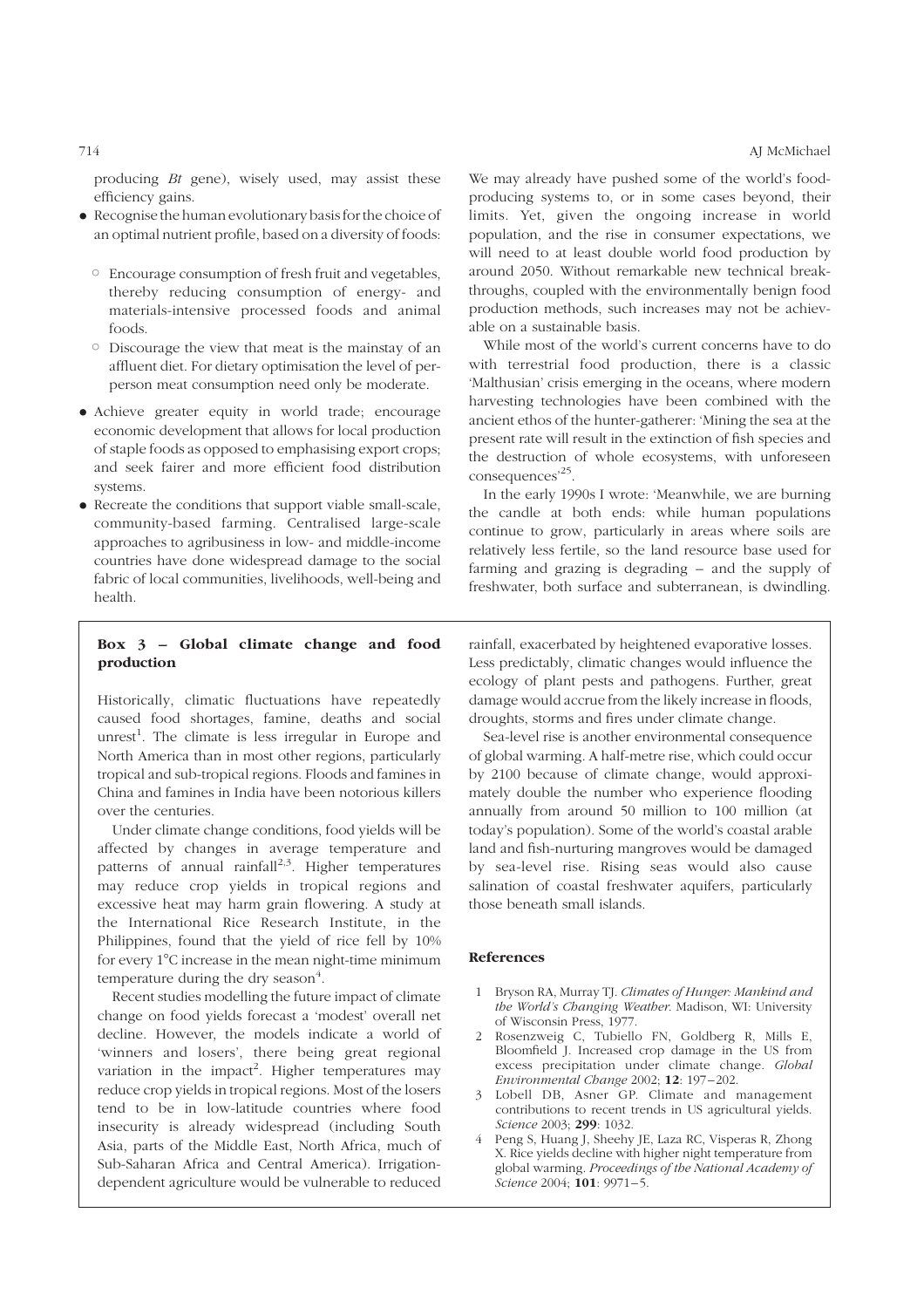producing *Bt* gene), wisely used, may assist these efficiency gains.

- Recognise the human evolutionary basis for the choice of an optimal nutrient profile, based on a diversity of foods:
  - Encourage consumption of fresh fruit and vegetables, thereby reducing consumption of energy- and materials-intensive processed foods and animal foods.
  - Discourage the view that meat is the mainstay of an affluent diet. For dietary optimisation the level of per-person meat consumption need only be moderate.
- Achieve greater equity in world trade; encourage economic development that allows for local production of staple foods as opposed to emphasising export crops; and seek fairer and more efficient food distribution systems.
- Recreate the conditions that support viable small-scale, community-based farming. Centralised large-scale approaches to agribusiness in low- and middle-income countries have done widespread damage to the social fabric of local communities, livelihoods, well-being and health.

We may already have pushed some of the world's food-producing systems to, or in some cases beyond, their limits. Yet, given the ongoing increase in world population, and the rise in consumer expectations, we will need to at least double world food production by around 2050. Without remarkable new technical breakthroughs, coupled with the environmentally benign food production methods, such increases may not be achievable on a sustainable basis.

While most of the world's current concerns have to do with terrestrial food production, there is a classic 'Malthusian' crisis emerging in the oceans, where modern harvesting technologies have been combined with the ancient ethos of the hunter-gatherer: 'Mining the sea at the present rate will result in the extinction of fish species and the destruction of whole ecosystems, with unforeseen consequences'[25].

In the early 1990s I wrote: 'Meanwhile, we are burning the candle at both ends: while human populations continue to grow, particularly in areas where soils are relatively less fertile, so the land resource base used for farming and grazing is degrading – and the supply of freshwater, both surface and subterranean, is dwindling.

### Box 3 – Global climate change and food production

Historically, climatic fluctuations have repeatedly caused food shortages, famine, deaths and social unrest[1]. The climate is less irregular in Europe and North America than in most other regions, particularly tropical and sub-tropical regions. Floods and famines in China and famines in India have been notorious killers over the centuries.

Under climate change conditions, food yields will be affected by changes in average temperature and patterns of annual rainfall[2,3]. Higher temperatures may reduce crop yields in tropical regions and excessive heat may harm grain flowering. A study at the International Rice Research Institute, in the Philippines, found that the yield of rice fell by 10% for every 1°C increase in the mean night-time minimum temperature during the dry season[4].

Recent studies modelling the future impact of climate change on food yields forecast a 'modest' overall net decline. However, the models indicate a world of 'winners and losers', there being great regional variation in the impact[2]. Higher temperatures may reduce crop yields in tropical regions. Most of the losers tend to be in low-latitude countries where food insecurity is already widespread (including South Asia, parts of the Middle East, North Africa, much of Sub-Saharan Africa and Central America). Irrigation-dependent agriculture would be vulnerable to reduced rainfall, exacerbated by heightened evaporative losses. Less predictably, climatic changes would influence the ecology of plant pests and pathogens. Further, great damage would accrue from the likely increase in floods, droughts, storms and fires under climate change.

Sea-level rise is another environmental consequence of global warming. A half-metre rise, which could occur by 2100 because of climate change, would approximately double the number who experience flooding annually from around 50 million to 100 million (at today's population). Some of the world's coastal arable land and fish-nurturing mangroves would be damaged by sea-level rise. Rising seas would also cause salination of coastal freshwater aquifers, particularly those beneath small islands.

#### References

1. Bryson RA, Murray TJ. *Climates of Hunger: Mankind and the World's Changing Weather*. Madison, WI: University of Wisconsin Press, 1977.
2. Rosenzweig C, Tubiello FN, Goldberg R, Mills E, Bloomfield J. Increased crop damage in the US from excess precipitation under climate change. *Global Environmental Change* 2002; **12**: 197–202.
3. Lobell DB, Asner GP. Climate and management contributions to recent trends in US agricultural yields. *Science* 2003; **299**: 1032.
4. Peng S, Huang J, Sheehy JE, Laza RC, Visperas R, Zhong X. Rice yields decline with higher night temperature from global warming. *Proceedings of the National Academy of Science* 2004; **101**: 9971–5.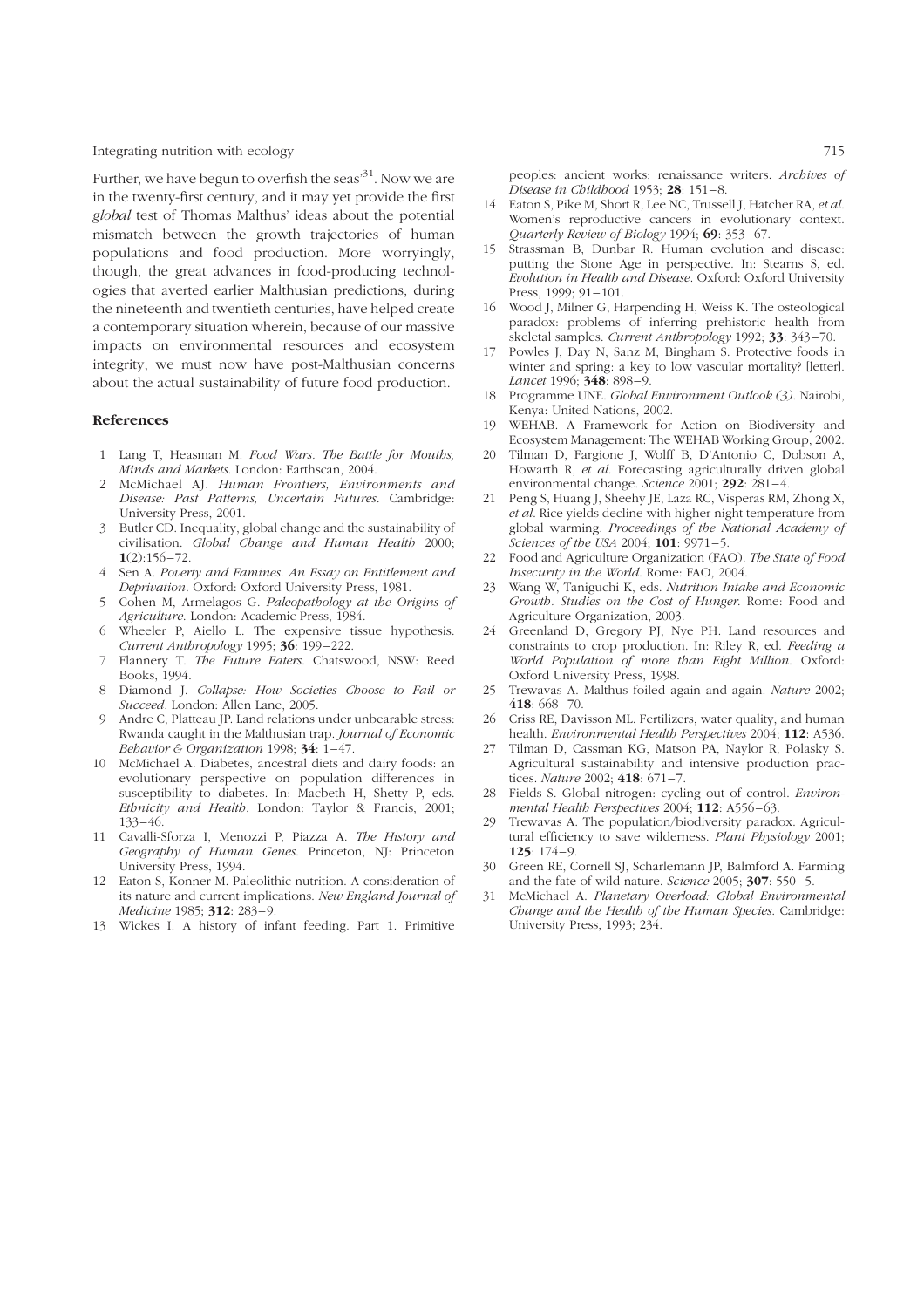Further, we have begun to overfish the seas'[31]. Now we are in the twenty-first century, and it may yet provide the first *global* test of Thomas Malthus' ideas about the potential mismatch between the growth trajectories of human populations and food production. More worryingly, though, the great advances in food-producing technologies that averted earlier Malthusian predictions, during the nineteenth and twentieth centuries, have helped create a contemporary situation wherein, because of our massive impacts on environmental resources and ecosystem integrity, we must now have post-Malthusian concerns about the actual sustainability of future food production.

## References

1. Lang T, Heasman M. *Food Wars. The Battle for Mouths, Minds and Markets*. London: Earthscan, 2004.
2. McMichael AJ. *Human Frontiers, Environments and Disease: Past Patterns, Uncertain Futures*. Cambridge: University Press, 2001.
3. Butler CD. Inequality, global change and the sustainability of civilisation. *Global Change and Human Health* 2000; **1**(2):156–72.
4. Sen A. *Poverty and Famines. An Essay on Entitlement and Deprivation*. Oxford: Oxford University Press, 1981.
5. Cohen M, Armelagos G. *Paleopathology at the Origins of Agriculture*. London: Academic Press, 1984.
6. Wheeler P, Aiello L. The expensive tissue hypothesis. *Current Anthropology* 1995; **36**: 199–222.
7. Flannery T. *The Future Eaters*. Chatswood, NSW: Reed Books, 1994.
8. Diamond J. *Collapse: How Societies Choose to Fail or Succeed*. London: Allen Lane, 2005.
9. Andre C, Platteau JP. Land relations under unbearable stress: Rwanda caught in the Malthusian trap. *Journal of Economic Behavior & Organization* 1998; **34**: 1–47.
10. McMichael A. Diabetes, ancestral diets and dairy foods: an evolutionary perspective on population differences in susceptibility to diabetes. In: Macbeth H, Shetty P, eds. *Ethnicity and Health*. London: Taylor & Francis, 2001; 133–46.
11. Cavalli-Sforza I, Menozzi P, Piazza A. *The History and Geography of Human Genes*. Princeton, NJ: Princeton University Press, 1994.
12. Eaton S, Konner M. Paleolithic nutrition. A consideration of its nature and current implications. *New England Journal of Medicine* 1985; **312**: 283–9.
13. Wickes I. A history of infant feeding. Part 1. Primitive peoples: ancient works; renaissance writers. *Archives of Disease in Childhood* 1953; **28**: 151–8.
14. Eaton S, Pike M, Short R, Lee NC, Trussell J, Hatcher RA, *et al*. Women's reproductive cancers in evolutionary context. *Quarterly Review of Biology* 1994; **69**: 353–67.
15. Strassman B, Dunbar R. Human evolution and disease: putting the Stone Age in perspective. In: Stearns S, ed. *Evolution in Health and Disease*. Oxford: Oxford University Press, 1999; 91–101.
16. Wood J, Milner G, Harpending H, Weiss K. The osteological paradox: problems of inferring prehistoric health from skeletal samples. *Current Anthropology* 1992; **33**: 343–70.
17. Powles J, Day N, Sanz M, Bingham S. Protective foods in winter and spring: a key to low vascular mortality? [letter]. *Lancet* 1996; **348**: 898–9.
18. Programme UNE. *Global Environment Outlook (3)*. Nairobi, Kenya: United Nations, 2002.
19. WEHAB. A Framework for Action on Biodiversity and Ecosystem Management: The WEHAB Working Group, 2002.
20. Tilman D, Fargione J, Wolff B, D'Antonio C, Dobson A, Howarth R, *et al*. Forecasting agriculturally driven global environmental change. *Science* 2001; **292**: 281–4.
21. Peng S, Huang J, Sheehy JE, Laza RC, Visperas RM, Zhong X, *et al*. Rice yields decline with higher night temperature from global warming. *Proceedings of the National Academy of Sciences of the USA* 2004; **101**: 9971–5.
22. Food and Agriculture Organization (FAO). *The State of Food Insecurity in the World*. Rome: FAO, 2004.
23. Wang W, Taniguchi K, eds. *Nutrition Intake and Economic Growth. Studies on the Cost of Hunger*. Rome: Food and Agriculture Organization, 2003.
24. Greenland D, Gregory PJ, Nye PH. Land resources and constraints to crop production. In: Riley R, ed. *Feeding a World Population of more than Eight Million*. Oxford: Oxford University Press, 1998.
25. Trewavas A. Malthus foiled again and again. *Nature* 2002; **418**: 668–70.
26. Criss RE, Davisson ML. Fertilizers, water quality, and human health. *Environmental Health Perspectives* 2004; **112**: A536.
27. Tilman D, Cassman KG, Matson PA, Naylor R, Polasky S. Agricultural sustainability and intensive production practices. *Nature* 2002; **418**: 671–7.
28. Fields S. Global nitrogen: cycling out of control. *Environmental Health Perspectives* 2004; **112**: A556–63.
29. Trewavas A. The population/biodiversity paradox. Agricultural efficiency to save wilderness. *Plant Physiology* 2001; **125**: 174–9.
30. Green RE, Cornell SJ, Scharlemann JP, Balmford A. Farming and the fate of wild nature. *Science* 2005; **307**: 550–5.
31. McMichael A. *Planetary Overload: Global Environmental Change and the Health of the Human Species*. Cambridge: University Press, 1993; 234.